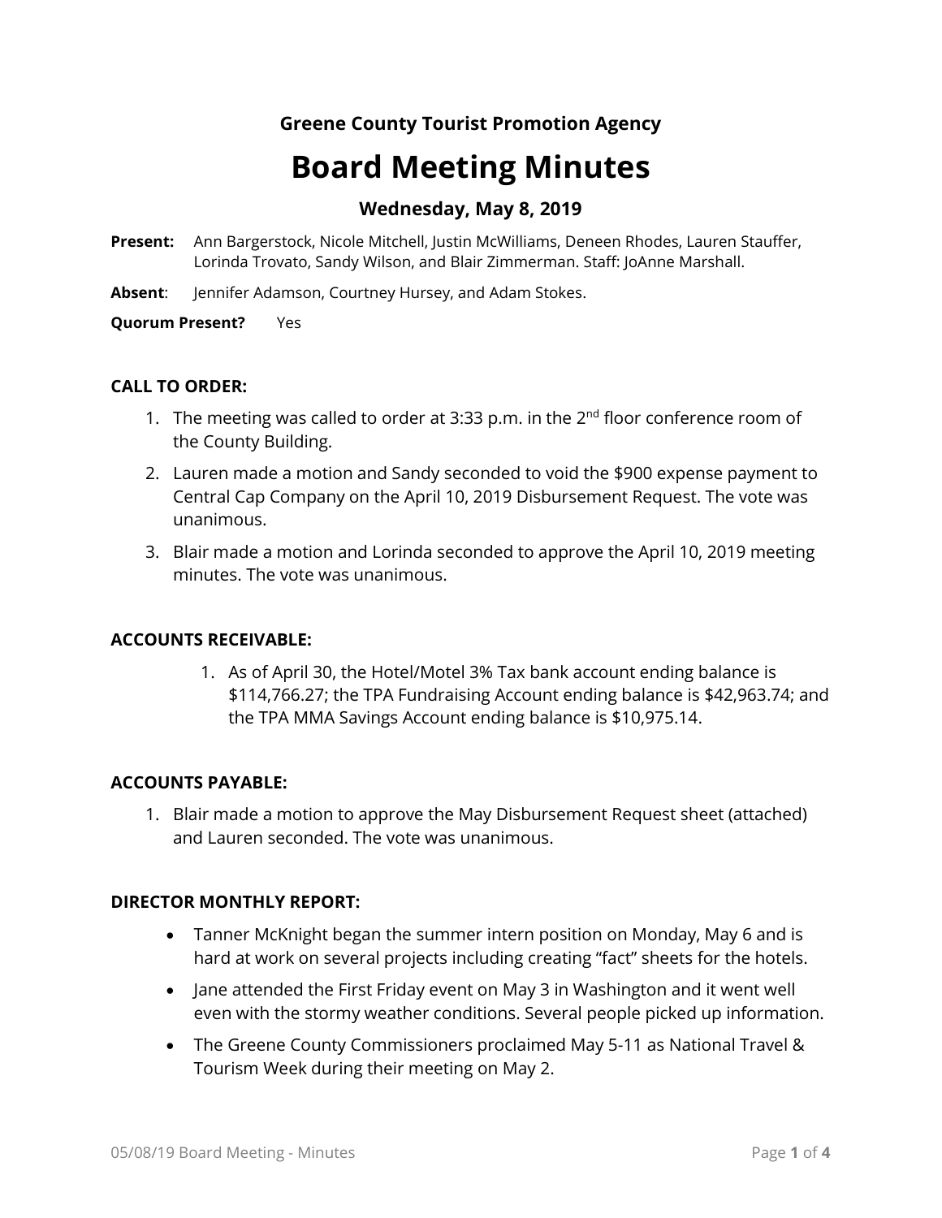**Greene County Tourist Promotion Agency**

# Board Meeting Minutes

### Wednesday, May 8, 2019

**Present:** Ann Bargerstock, Nicole Mitchell, Justin McWilliams, Deneen Rhodes, Lauren Stauffer, Lorinda Trovato, Sandy Wilson, and Blair Zimmerman. Staff: JoAnne Marshall.

**Absent**: Jennifer Adamson, Courtney Hursey, and Adam Stokes.

**Quorum Present?** Yes

**CALL TO ORDER:**

1. The meeting was called to order at 3:33 p.m. in the 2nd floor conference room of the County Building.
2. Lauren made a motion and Sandy seconded to void the $900 expense payment to Central Cap Company on the April 10, 2019 Disbursement Request. The vote was unanimous.
3. Blair made a motion and Lorinda seconded to approve the April 10, 2019 meeting minutes. The vote was unanimous.

**ACCOUNTS RECEIVABLE:**

1. As of April 30, the Hotel/Motel 3% Tax bank account ending balance is $114,766.27; the TPA Fundraising Account ending balance is $42,963.74; and the TPA MMA Savings Account ending balance is $10,975.14.

**ACCOUNTS PAYABLE:**

1. Blair made a motion to approve the May Disbursement Request sheet (attached) and Lauren seconded. The vote was unanimous.

**DIRECTOR MONTHLY REPORT:**

- Tanner McKnight began the summer intern position on Monday, May 6 and is hard at work on several projects including creating "fact" sheets for the hotels.
- Jane attended the First Friday event on May 3 in Washington and it went well even with the stormy weather conditions. Several people picked up information.
- The Greene County Commissioners proclaimed May 5-11 as National Travel & Tourism Week during their meeting on May 2.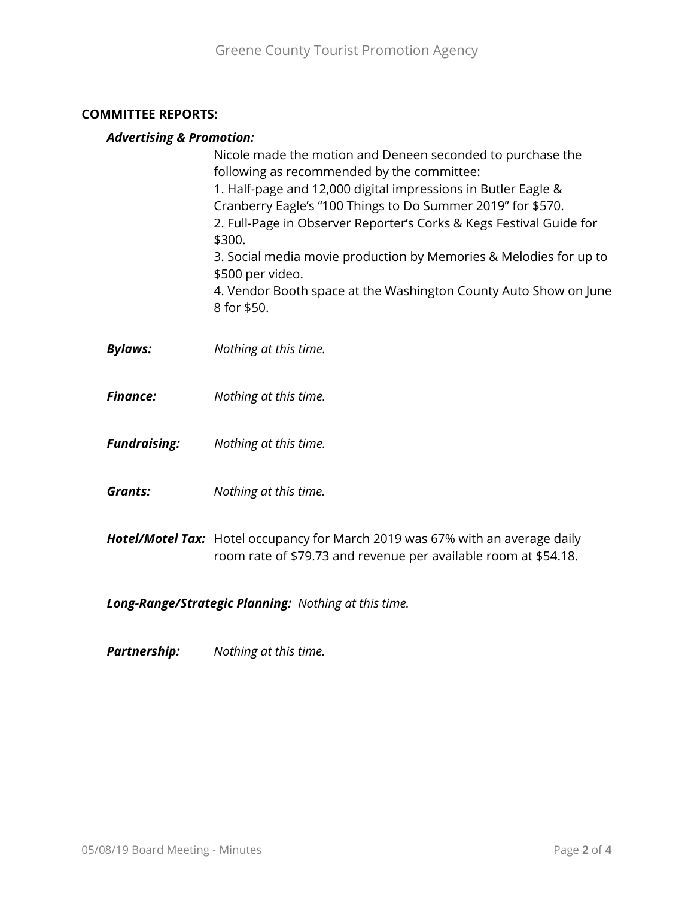**COMMITTEE REPORTS:**

***Advertising & Promotion:***

Nicole made the motion and Deneen seconded to purchase the following as recommended by the committee:

1. Half-page and 12,000 digital impressions in Butler Eagle & Cranberry Eagle's "100 Things to Do Summer 2019" for $570.
2. Full-Page in Observer Reporter's Corks & Kegs Festival Guide for $300.
3. Social media movie production by Memories & Melodies for up to $500 per video.
4. Vendor Booth space at the Washington County Auto Show on June 8 for $50.

***Bylaws:*** *Nothing at this time.*

***Finance:*** *Nothing at this time.*

***Fundraising:*** *Nothing at this time.*

***Grants:*** *Nothing at this time.*

***Hotel/Motel Tax:*** Hotel occupancy for March 2019 was 67% with an average daily room rate of $79.73 and revenue per available room at $54.18.

***Long-Range/Strategic Planning:*** *Nothing at this time.*

***Partnership:*** *Nothing at this time.*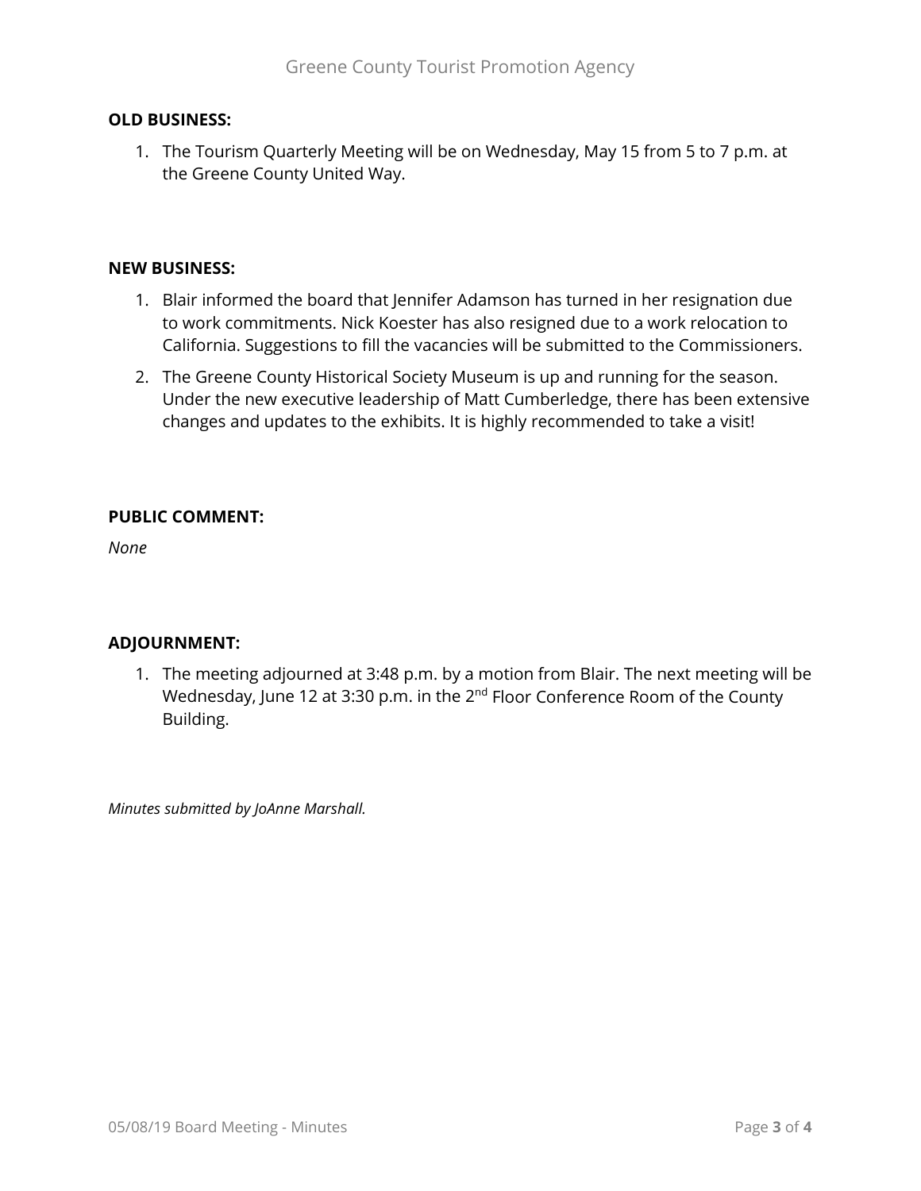**OLD BUSINESS:**

1. The Tourism Quarterly Meeting will be on Wednesday, May 15 from 5 to 7 p.m. at the Greene County United Way.

**NEW BUSINESS:**

1. Blair informed the board that Jennifer Adamson has turned in her resignation due to work commitments. Nick Koester has also resigned due to a work relocation to California. Suggestions to fill the vacancies will be submitted to the Commissioners.
2. The Greene County Historical Society Museum is up and running for the season. Under the new executive leadership of Matt Cumberledge, there has been extensive changes and updates to the exhibits. It is highly recommended to take a visit!

**PUBLIC COMMENT:**

*None*

**ADJOURNMENT:**

1. The meeting adjourned at 3:48 p.m. by a motion from Blair. The next meeting will be Wednesday, June 12 at 3:30 p.m. in the 2nd Floor Conference Room of the County Building.

*Minutes submitted by JoAnne Marshall.*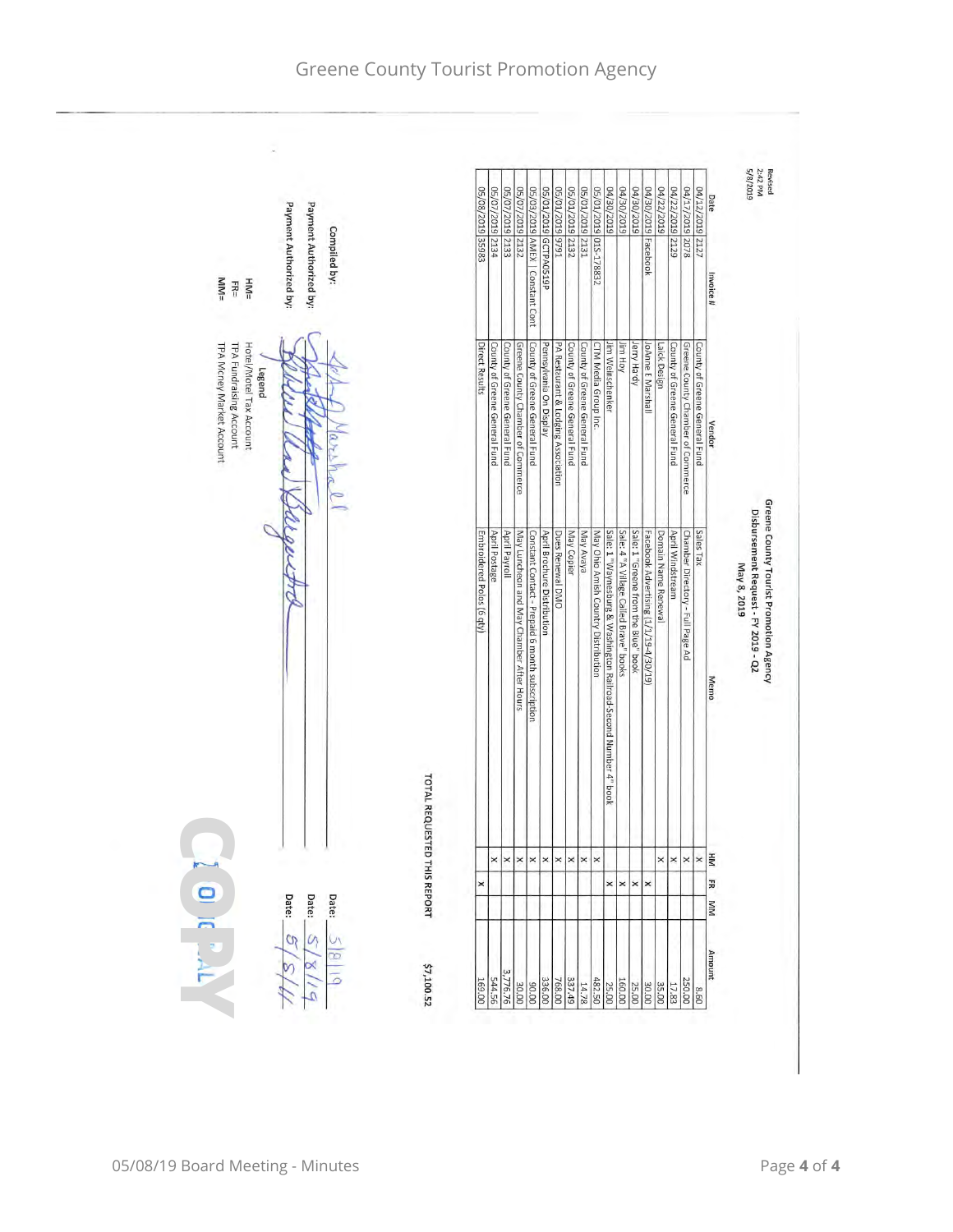Greene County Tourist Promotion Agency

Revised
2:42 PM
5/8/2019

**Greene County Tourist Promotion Agency**
**Disbursement Request - FY 2019 - Q2**
**May 8, 2019**

| Date | Invoice # | Vendor | Memo | HM | FR | MM | Amount |
|---|---|---|---|---|---|---|---|
| 04/12/2019 | 2127 | County of Greene General Fund | Sales Tax | x | | | 8.60 |
| 04/17/2019 | 2078 | Greene County Chamber of Commerce | Chamber Directory - Full Page Ad | x | | | 250.00 |
| 04/22/2019 | 2129 | County of Greene General Fund | April Windstream | x | | | 17.83 |
| 04/22/2019 | | Laick Design | Domain Name Renewal | x | | | 35.00 |
| 04/30/2019 | Facebook | JoAnne E Marshall | Facebook Advertising (1/1/19-4/30/19) | | x | | 30.00 |
| 04/30/2019 | | Jerry Hardy | Sale: 1 "Greene from the Blue" book | | x | | 25.00 |
| 04/30/2019 | | Jim Hoy | Sale: 4 "A Village Called Brave" books | | x | | 160.00 |
| 04/30/2019 | | Jim Weinschenker | Sale: 1 "Waynesburg & Washington Railroad-Second Number 4" book | | x | | 25.00 |
| 05/01/2019 | 01S-178832 | CTM Media Group Inc. | May Ohio Amish Country Distribution | x | | | 482.50 |
| 05/01/2019 | 2131 | County of Greene General Fund | May Avaya | x | | | 14.78 |
| 05/01/2019 | 2132 | County of Greene General Fund | May Copier | x | | | 337.49 |
| 05/01/2019 | 9791 | PA Restaurant & Lodging Association | Dues Renewal DMO | x | | | 768.00 |
| 05/01/2019 | GCTPA0519P | Pennsylvania On Display | April Brochure Distribution | x | | | 336.00 |
| 05/03/2019 | AMEX | Constant Cont | County of Greene General Fund | Constant Contact - Prepaid 6 month subscription | x | | | 90.00 |
| 05/07/2019 | 2132 | Greene County Chamber of Commerce | May Luncheon and May Chamber After Hours | x | | | 30.00 |
| 05/07/2019 | 2133 | County of Greene General Fund | April Payroll | x | | | 3,776.76 |
| 05/07/2019 | 2134 | County of Greene General Fund | April Postage | x | | | 544.56 |
| 05/08/2019 | 35983 | Direct Results | Embroidered Polos (6 qty) | | x | | 169.00 |

**TOTAL REQUESTED THIS REPORT** **$7,100.52**

**Compiled by:** JoAnne Marshall **Date:** 5/8/19

**Payment Authorized by:** [signature] **Date:** 5/8/19

**Payment Authorized by:** [signature] **Date:** 5/8/19

**Legend**
HM= Hotel/Motel Tax Account
FR= TPA Fundraising Account
MM= TPA Money Market Account

COPY